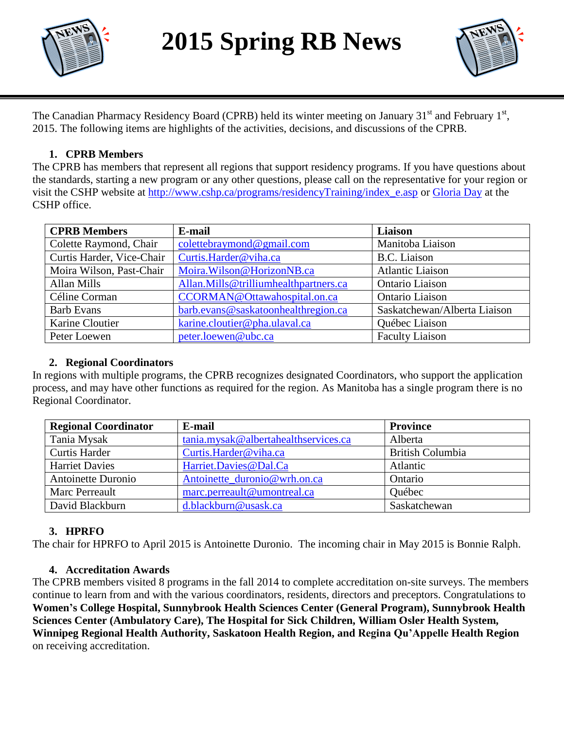# 2015 Spring RB News

The Canadian Pharmacy Residency Board (CPRB) held its winter meeting on January 31st and February 1st, 2015. The following items are highlights of the activities, decisions, and discussions of the CPRB.

## 1. CPRB Members

The CPRB has members that represent all regions that support residency programs. If you have questions about the standards, starting a new program or any other questions, please call on the representative for your region or visit the CSHP website at http://www.cshp.ca/programs/residencyTraining/index_e.asp or Gloria Day at the CSHP office.

| CPRB Members | E-mail | Liaison |
|---|---|---|
| Colette Raymond, Chair | colettebraymond@gmail.com | Manitoba Liaison |
| Curtis Harder, Vice-Chair | Curtis.Harder@viha.ca | B.C. Liaison |
| Moira Wilson, Past-Chair | Moira.Wilson@HorizonNB.ca | Atlantic Liaison |
| Allan Mills | Allan.Mills@trilliumhealthpartners.ca | Ontario Liaison |
| Céline Corman | CCORMAN@Ottawahospital.on.ca | Ontario Liaison |
| Barb Evans | barb.evans@saskatoonhealthregion.ca | Saskatchewan/Alberta Liaison |
| Karine Cloutier | karine.cloutier@pha.ulaval.ca | Québec Liaison |
| Peter Loewen | peter.loewen@ubc.ca | Faculty Liaison |

## 2. Regional Coordinators

In regions with multiple programs, the CPRB recognizes designated Coordinators, who support the application process, and may have other functions as required for the region. As Manitoba has a single program there is no Regional Coordinator.

| Regional Coordinator | E-mail | Province |
|---|---|---|
| Tania Mysak | tania.mysak@albertahealthservices.ca | Alberta |
| Curtis Harder | Curtis.Harder@viha.ca | British Columbia |
| Harriet Davies | Harriet.Davies@Dal.Ca | Atlantic |
| Antoinette Duronio | Antoinette_duronio@wrh.on.ca | Ontario |
| Marc Perreault | marc.perreault@umontreal.ca | Québec |
| David Blackburn | d.blackburn@usask.ca | Saskatchewan |

## 3. HPRFO

The chair for HPRFO to April 2015 is Antoinette Duronio. The incoming chair in May 2015 is Bonnie Ralph.

## 4. Accreditation Awards

The CPRB members visited 8 programs in the fall 2014 to complete accreditation on-site surveys. The members continue to learn from and with the various coordinators, residents, directors and preceptors. Congratulations to **Women's College Hospital, Sunnybrook Health Sciences Center (General Program), Sunnybrook Health Sciences Center (Ambulatory Care), The Hospital for Sick Children, William Osler Health System, Winnipeg Regional Health Authority, Saskatoon Health Region, and Regina Qu'Appelle Health Region** on receiving accreditation.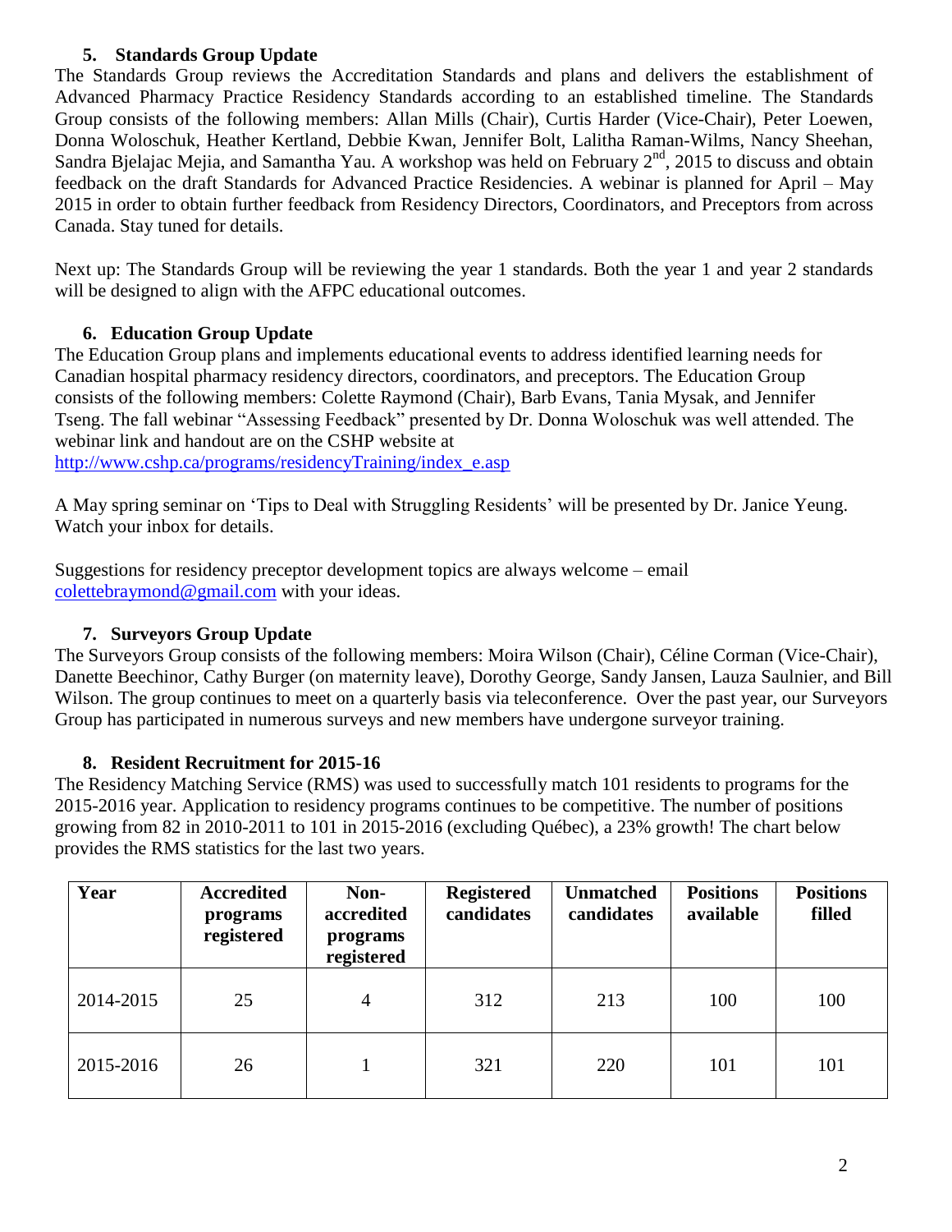### 5. Standards Group Update

The Standards Group reviews the Accreditation Standards and plans and delivers the establishment of Advanced Pharmacy Practice Residency Standards according to an established timeline. The Standards Group consists of the following members: Allan Mills (Chair), Curtis Harder (Vice-Chair), Peter Loewen, Donna Woloschuk, Heather Kertland, Debbie Kwan, Jennifer Bolt, Lalitha Raman-Wilms, Nancy Sheehan, Sandra Bjelajac Mejia, and Samantha Yau. A workshop was held on February 2nd, 2015 to discuss and obtain feedback on the draft Standards for Advanced Practice Residencies. A webinar is planned for April – May 2015 in order to obtain further feedback from Residency Directors, Coordinators, and Preceptors from across Canada. Stay tuned for details.

Next up: The Standards Group will be reviewing the year 1 standards. Both the year 1 and year 2 standards will be designed to align with the AFPC educational outcomes.

### 6. Education Group Update

The Education Group plans and implements educational events to address identified learning needs for Canadian hospital pharmacy residency directors, coordinators, and preceptors. The Education Group consists of the following members: Colette Raymond (Chair), Barb Evans, Tania Mysak, and Jennifer Tseng. The fall webinar "Assessing Feedback" presented by Dr. Donna Woloschuk was well attended. The webinar link and handout are on the CSHP website at http://www.cshp.ca/programs/residencyTraining/index_e.asp

A May spring seminar on 'Tips to Deal with Struggling Residents' will be presented by Dr. Janice Yeung. Watch your inbox for details.

Suggestions for residency preceptor development topics are always welcome – email colettebraymond@gmail.com with your ideas.

### 7. Surveyors Group Update

The Surveyors Group consists of the following members: Moira Wilson (Chair), Céline Corman (Vice-Chair), Danette Beechinor, Cathy Burger (on maternity leave), Dorothy George, Sandy Jansen, Lauza Saulnier, and Bill Wilson. The group continues to meet on a quarterly basis via teleconference. Over the past year, our Surveyors Group has participated in numerous surveys and new members have undergone surveyor training.

### 8. Resident Recruitment for 2015-16

The Residency Matching Service (RMS) was used to successfully match 101 residents to programs for the 2015-2016 year. Application to residency programs continues to be competitive. The number of positions growing from 82 in 2010-2011 to 101 in 2015-2016 (excluding Québec), a 23% growth! The chart below provides the RMS statistics for the last two years.

| Year | Accredited programs registered | Non-accredited programs registered | Registered candidates | Unmatched candidates | Positions available | Positions filled |
|---|---|---|---|---|---|---|
| 2014-2015 | 25 | 4 | 312 | 213 | 100 | 100 |
| 2015-2016 | 26 | 1 | 321 | 220 | 101 | 101 |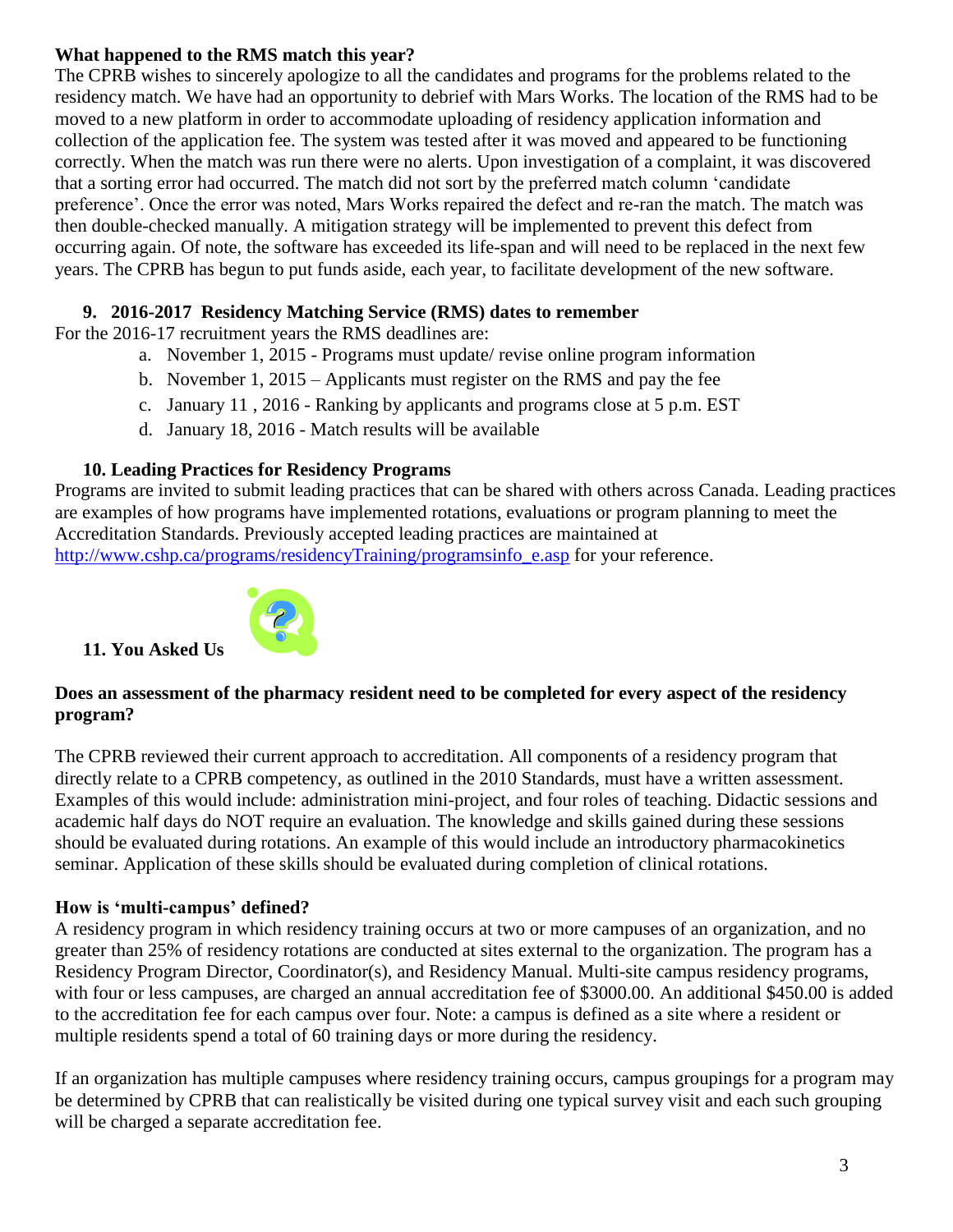**What happened to the RMS match this year?**

The CPRB wishes to sincerely apologize to all the candidates and programs for the problems related to the residency match. We have had an opportunity to debrief with Mars Works. The location of the RMS had to be moved to a new platform in order to accommodate uploading of residency application information and collection of the application fee. The system was tested after it was moved and appeared to be functioning correctly. When the match was run there were no alerts. Upon investigation of a complaint, it was discovered that a sorting error had occurred. The match did not sort by the preferred match column 'candidate preference'. Once the error was noted, Mars Works repaired the defect and re-ran the match. The match was then double-checked manually. A mitigation strategy will be implemented to prevent this defect from occurring again. Of note, the software has exceeded its life-span and will need to be replaced in the next few years. The CPRB has begun to put funds aside, each year, to facilitate development of the new software.

**9. 2016-2017 Residency Matching Service (RMS) dates to remember**

For the 2016-17 recruitment years the RMS deadlines are:

a. November 1, 2015 - Programs must update/ revise online program information
b. November 1, 2015 – Applicants must register on the RMS and pay the fee
c. January 11 , 2016 - Ranking by applicants and programs close at 5 p.m. EST
d. January 18, 2016 - Match results will be available

**10. Leading Practices for Residency Programs**

Programs are invited to submit leading practices that can be shared with others across Canada. Leading practices are examples of how programs have implemented rotations, evaluations or program planning to meet the Accreditation Standards. Previously accepted leading practices are maintained at http://www.cshp.ca/programs/residencyTraining/programsinfo_e.asp for your reference.

**11. You Asked Us**

**Does an assessment of the pharmacy resident need to be completed for every aspect of the residency program?**

The CPRB reviewed their current approach to accreditation. All components of a residency program that directly relate to a CPRB competency, as outlined in the 2010 Standards, must have a written assessment. Examples of this would include: administration mini-project, and four roles of teaching. Didactic sessions and academic half days do NOT require an evaluation. The knowledge and skills gained during these sessions should be evaluated during rotations. An example of this would include an introductory pharmacokinetics seminar. Application of these skills should be evaluated during completion of clinical rotations.

**How is 'multi-campus' defined?**

A residency program in which residency training occurs at two or more campuses of an organization, and no greater than 25% of residency rotations are conducted at sites external to the organization. The program has a Residency Program Director, Coordinator(s), and Residency Manual. Multi-site campus residency programs, with four or less campuses, are charged an annual accreditation fee of $3000.00. An additional $450.00 is added to the accreditation fee for each campus over four. Note: a campus is defined as a site where a resident or multiple residents spend a total of 60 training days or more during the residency.

If an organization has multiple campuses where residency training occurs, campus groupings for a program may be determined by CPRB that can realistically be visited during one typical survey visit and each such grouping will be charged a separate accreditation fee.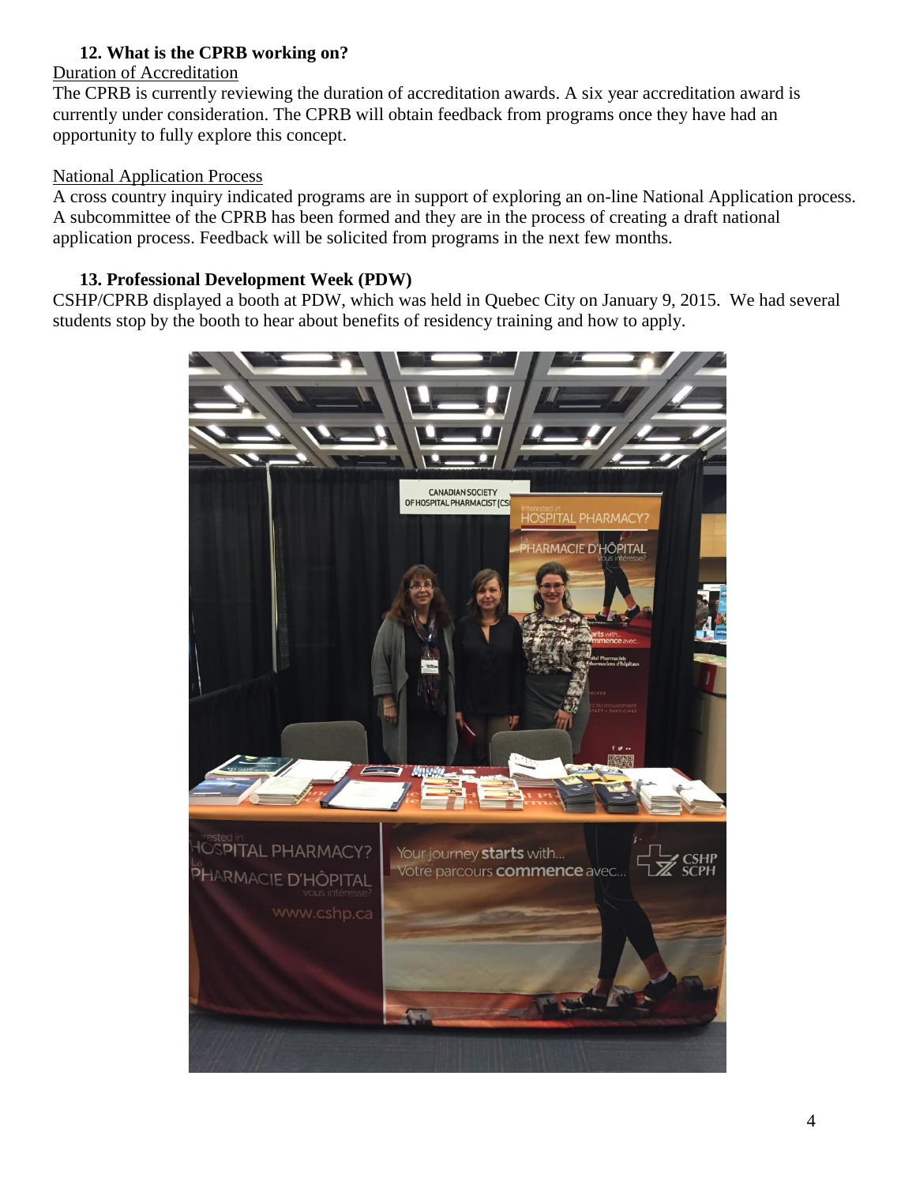### 12. What is the CPRB working on?

Duration of Accreditation

The CPRB is currently reviewing the duration of accreditation awards. A six year accreditation award is currently under consideration. The CPRB will obtain feedback from programs once they have had an opportunity to fully explore this concept.

National Application Process

A cross country inquiry indicated programs are in support of exploring an on-line National Application process. A subcommittee of the CPRB has been formed and they are in the process of creating a draft national application process. Feedback will be solicited from programs in the next few months.

### 13. Professional Development Week (PDW)

CSHP/CPRB displayed a booth at PDW, which was held in Quebec City on January 9, 2015. We had several students stop by the booth to hear about benefits of residency training and how to apply.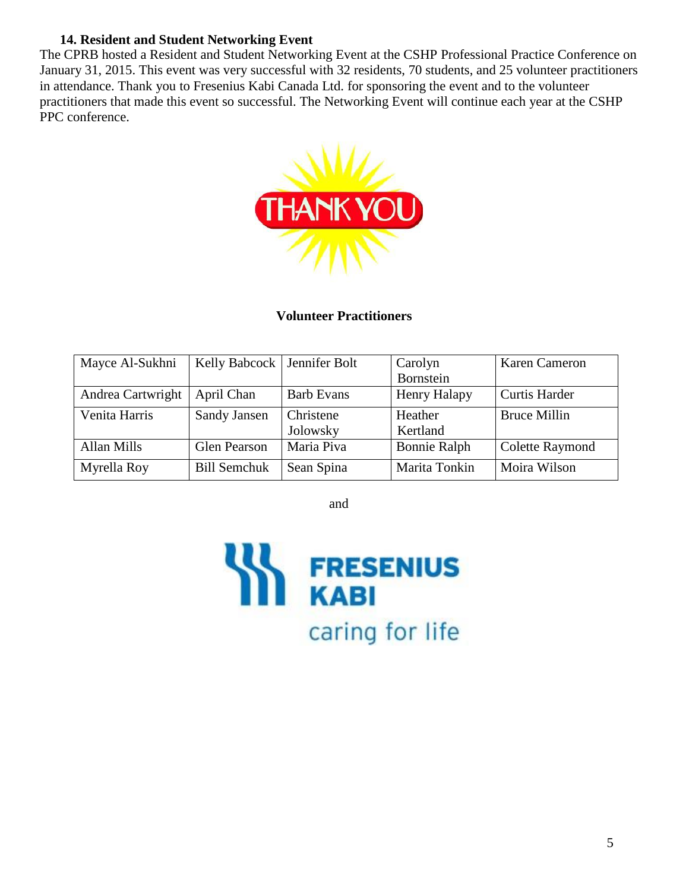### 14. Resident and Student Networking Event

The CPRB hosted a Resident and Student Networking Event at the CSHP Professional Practice Conference on January 31, 2015. This event was very successful with 32 residents, 70 students, and 25 volunteer practitioners in attendance. Thank you to Fresenius Kabi Canada Ltd. for sponsoring the event and to the volunteer practitioners that made this event so successful. The Networking Event will continue each year at the CSHP PPC conference.

THANK YOU

**Volunteer Practitioners**

| | | | | |
|---|---|---|---|---|
| Mayce Al-Sukhni | Kelly Babcock | Jennifer Bolt | Carolyn Bornstein | Karen Cameron |
| Andrea Cartwright | April Chan | Barb Evans | Henry Halapy | Curtis Harder |
| Venita Harris | Sandy Jansen | Christene Jolowsky | Heather Kertland | Bruce Millin |
| Allan Mills | Glen Pearson | Maria Piva | Bonnie Ralph | Colette Raymond |
| Myrella Roy | Bill Semchuk | Sean Spina | Marita Tonkin | Moira Wilson |

and

FRESENIUS KABI

caring for life